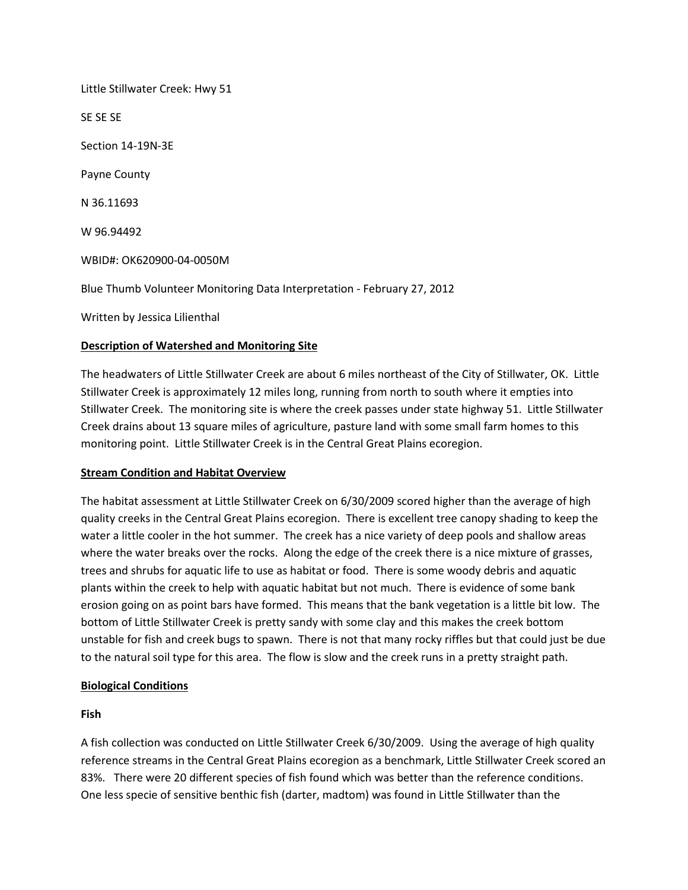Little Stillwater Creek: Hwy 51

SE SE SE

Section 14-19N-3E

Payne County

N 36.11693

W 96.94492

WBID#: OK620900-04-0050M

Blue Thumb Volunteer Monitoring Data Interpretation - February 27, 2012

Written by Jessica Lilienthal

## Description of Watershed and Monitoring Site

The headwaters of Little Stillwater Creek are about 6 miles northeast of the City of Stillwater, OK. Little Stillwater Creek is approximately 12 miles long, running from north to south where it empties into Stillwater Creek. The monitoring site is where the creek passes under state highway 51. Little Stillwater Creek drains about 13 square miles of agriculture, pasture land with some small farm homes to this monitoring point. Little Stillwater Creek is in the Central Great Plains ecoregion.

## Stream Condition and Habitat Overview

The habitat assessment at Little Stillwater Creek on 6/30/2009 scored higher than the average of high quality creeks in the Central Great Plains ecoregion. There is excellent tree canopy shading to keep the water a little cooler in the hot summer. The creek has a nice variety of deep pools and shallow areas where the water breaks over the rocks. Along the edge of the creek there is a nice mixture of grasses, trees and shrubs for aquatic life to use as habitat or food. There is some woody debris and aquatic plants within the creek to help with aquatic habitat but not much. There is evidence of some bank erosion going on as point bars have formed. This means that the bank vegetation is a little bit low. The bottom of Little Stillwater Creek is pretty sandy with some clay and this makes the creek bottom unstable for fish and creek bugs to spawn. There is not that many rocky riffles but that could just be due to the natural soil type for this area. The flow is slow and the creek runs in a pretty straight path.

## Biological Conditions

### Fish

A fish collection was conducted on Little Stillwater Creek 6/30/2009. Using the average of high quality reference streams in the Central Great Plains ecoregion as a benchmark, Little Stillwater Creek scored an 83%. There were 20 different species of fish found which was better than the reference conditions. One less specie of sensitive benthic fish (darter, madtom) was found in Little Stillwater than the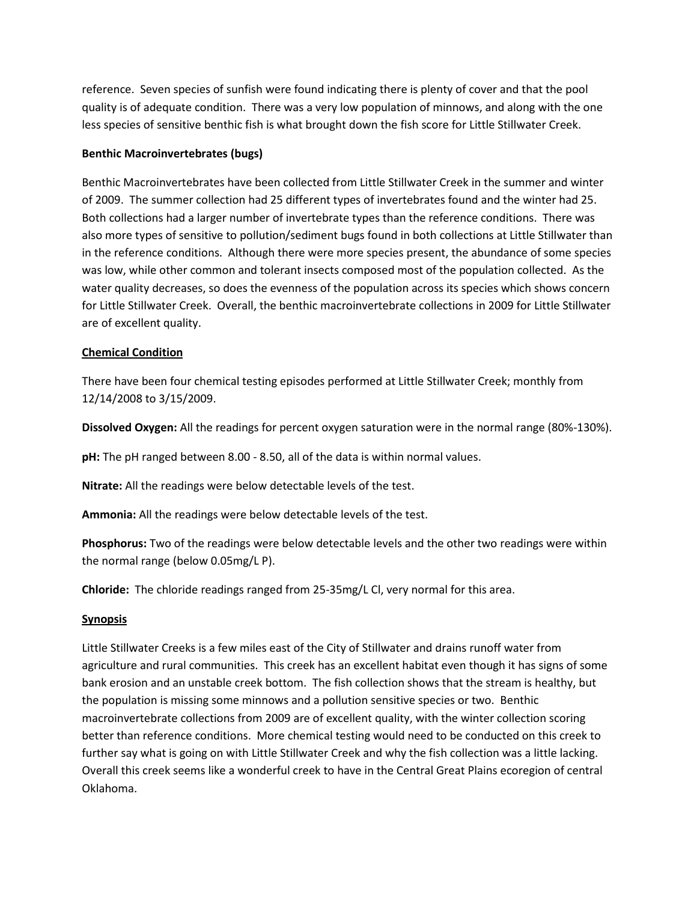reference. Seven species of sunfish were found indicating there is plenty of cover and that the pool quality is of adequate condition. There was a very low population of minnows, and along with the one less species of sensitive benthic fish is what brought down the fish score for Little Stillwater Creek.

**Benthic Macroinvertebrates (bugs)**

Benthic Macroinvertebrates have been collected from Little Stillwater Creek in the summer and winter of 2009. The summer collection had 25 different types of invertebrates found and the winter had 25. Both collections had a larger number of invertebrate types than the reference conditions. There was also more types of sensitive to pollution/sediment bugs found in both collections at Little Stillwater than in the reference conditions. Although there were more species present, the abundance of some species was low, while other common and tolerant insects composed most of the population collected. As the water quality decreases, so does the evenness of the population across its species which shows concern for Little Stillwater Creek. Overall, the benthic macroinvertebrate collections in 2009 for Little Stillwater are of excellent quality.

## Chemical Condition

There have been four chemical testing episodes performed at Little Stillwater Creek; monthly from 12/14/2008 to 3/15/2009.

**Dissolved Oxygen:** All the readings for percent oxygen saturation were in the normal range (80%-130%).

**pH:** The pH ranged between 8.00 - 8.50, all of the data is within normal values.

**Nitrate:** All the readings were below detectable levels of the test.

**Ammonia:** All the readings were below detectable levels of the test.

**Phosphorus:** Two of the readings were below detectable levels and the other two readings were within the normal range (below 0.05mg/L P).

**Chloride:** The chloride readings ranged from 25-35mg/L Cl, very normal for this area.

## Synopsis

Little Stillwater Creeks is a few miles east of the City of Stillwater and drains runoff water from agriculture and rural communities. This creek has an excellent habitat even though it has signs of some bank erosion and an unstable creek bottom. The fish collection shows that the stream is healthy, but the population is missing some minnows and a pollution sensitive species or two. Benthic macroinvertebrate collections from 2009 are of excellent quality, with the winter collection scoring better than reference conditions. More chemical testing would need to be conducted on this creek to further say what is going on with Little Stillwater Creek and why the fish collection was a little lacking. Overall this creek seems like a wonderful creek to have in the Central Great Plains ecoregion of central Oklahoma.